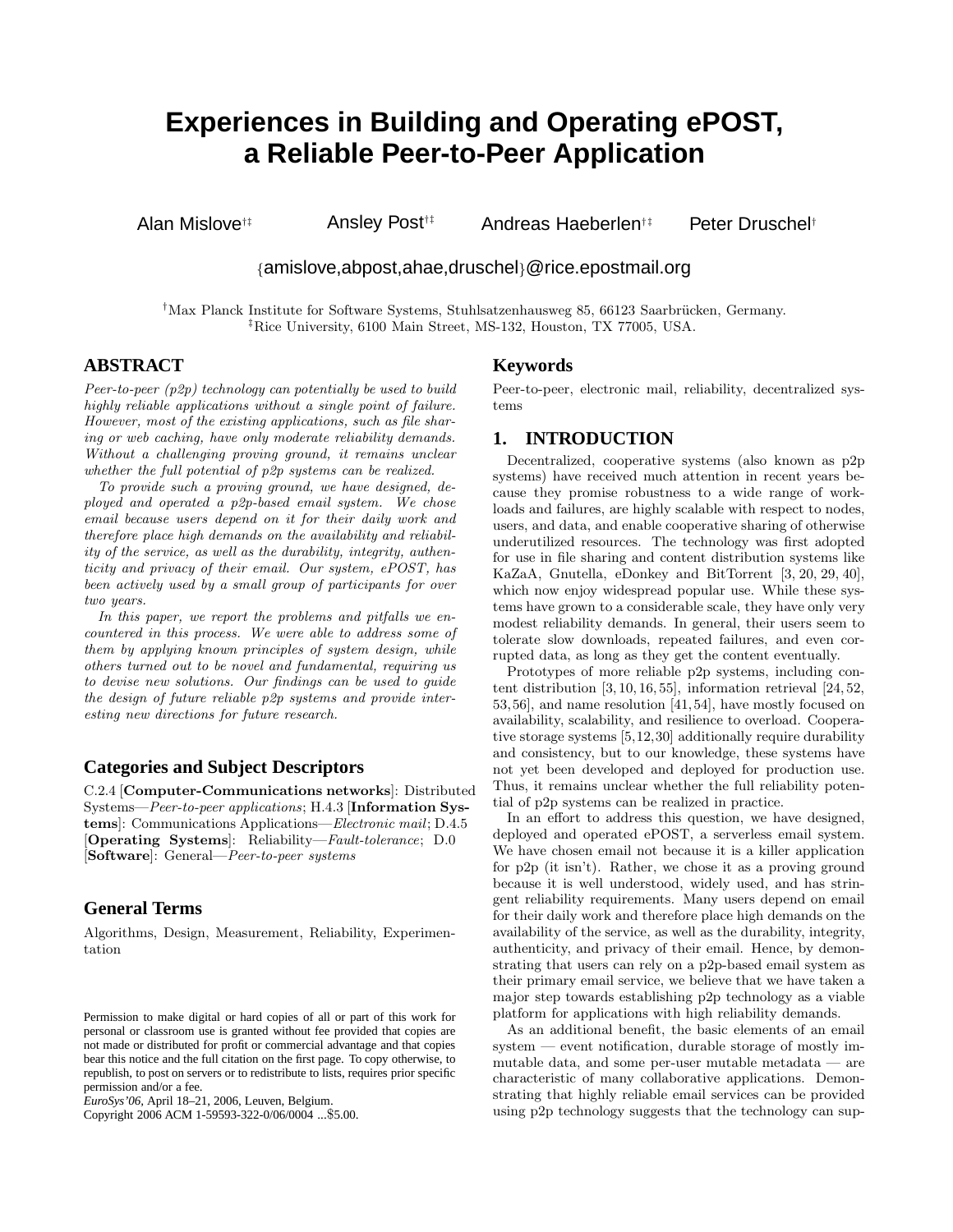# Experiences in Building and Operating ePOST, a Reliable Peer-to-Peer Application

Alan Mislove[†‡] Ansley Post[†‡] Andreas Haeberlen[†‡] Peter Druschel[†]

{amislove,abpost,ahae,druschel}@rice.epostmail.org

[†]Max Planck Institute for Software Systems, Stuhlsatzenhausweg 85, 66123 Saarbrücken, Germany.
[‡]Rice University, 6100 Main Street, MS-132, Houston, TX 77005, USA.

## ABSTRACT

*Peer-to-peer (p2p) technology can potentially be used to build highly reliable applications without a single point of failure. However, most of the existing applications, such as file sharing or web caching, have only moderate reliability demands. Without a challenging proving ground, it remains unclear whether the full potential of p2p systems can be realized.*

*To provide such a proving ground, we have designed, deployed and operated a p2p-based email system. We chose email because users depend on it for their daily work and therefore place high demands on the availability and reliability of the service, as well as the durability, integrity, authenticity and privacy of their email. Our system, ePOST, has been actively used by a small group of participants for over two years.*

*In this paper, we report the problems and pitfalls we encountered in this process. We were able to address some of them by applying known principles of system design, while others turned out to be novel and fundamental, requiring us to devise new solutions. Our findings can be used to guide the design of future reliable p2p systems and provide interesting new directions for future research.*

### Categories and Subject Descriptors

C.2.4 [**Computer-Communications networks**]: Distributed Systems—*Peer-to-peer applications*; H.4.3 [**Information Systems**]: Communications Applications—*Electronic mail*; D.4.5 [**Operating Systems**]: Reliability—*Fault-tolerance*; D.0 [**Software**]: General—*Peer-to-peer systems*

### General Terms

Algorithms, Design, Measurement, Reliability, Experimentation

Permission to make digital or hard copies of all or part of this work for personal or classroom use is granted without fee provided that copies are not made or distributed for profit or commercial advantage and that copies bear this notice and the full citation on the first page. To copy otherwise, to republish, to post on servers or to redistribute to lists, requires prior specific permission and/or a fee.
*EuroSys'06*, April 18–21, 2006, Leuven, Belgium.
Copyright 2006 ACM 1-59593-322-0/06/0004 ...$5.00.

### Keywords

Peer-to-peer, electronic mail, reliability, decentralized systems

## 1. INTRODUCTION

Decentralized, cooperative systems (also known as p2p systems) have received much attention in recent years because they promise robustness to a wide range of workloads and failures, are highly scalable with respect to nodes, users, and data, and enable cooperative sharing of otherwise underutilized resources. The technology was first adopted for use in file sharing and content distribution systems like KaZaA, Gnutella, eDonkey and BitTorrent [3, 20, 29, 40], which now enjoy widespread popular use. While these systems have grown to a considerable scale, they have only very modest reliability demands. In general, their users seem to tolerate slow downloads, repeated failures, and even corrupted data, as long as they get the content eventually.

Prototypes of more reliable p2p systems, including content distribution [3, 10, 16, 55], information retrieval [24, 52, 53, 56], and name resolution [41, 54], have mostly focused on availability, scalability, and resilience to overload. Cooperative storage systems [5,12,30] additionally require durability and consistency, but to our knowledge, these systems have not yet been developed and deployed for production use. Thus, it remains unclear whether the full reliability potential of p2p systems can be realized in practice.

In an effort to address this question, we have designed, deployed and operated ePOST, a serverless email system. We have chosen email not because it is a killer application for p2p (it isn't). Rather, we chose it as a proving ground because it is well understood, widely used, and has stringent reliability requirements. Many users depend on email for their daily work and therefore place high demands on the availability of the service, as well as the durability, integrity, authenticity, and privacy of their email. Hence, by demonstrating that users can rely on a p2p-based email system as their primary email service, we believe that we have taken a major step towards establishing p2p technology as a viable platform for applications with high reliability demands.

As an additional benefit, the basic elements of an email system — event notification, durable storage of mostly immutable data, and some per-user mutable metadata — are characteristic of many collaborative applications. Demonstrating that highly reliable email services can be provided using p2p technology suggests that the technology can sup-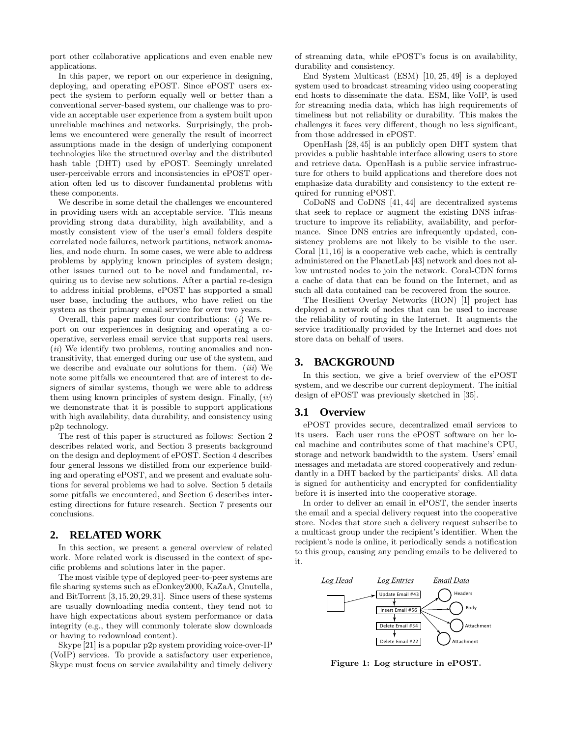port other collaborative applications and even enable new applications.

In this paper, we report on our experience in designing, deploying, and operating ePOST. Since ePOST users expect the system to perform equally well or better than a conventional server-based system, our challenge was to provide an acceptable user experience from a system built upon unreliable machines and networks. Surprisingly, the problems we encountered were generally the result of incorrect assumptions made in the design of underlying component technologies like the structured overlay and the distributed hash table (DHT) used by ePOST. Seemingly unrelated user-perceivable errors and inconsistencies in ePOST operation often led us to discover fundamental problems with these components.

We describe in some detail the challenges we encountered in providing users with an acceptable service. This means providing strong data durability, high availability, and a mostly consistent view of the user's email folders despite correlated node failures, network partitions, network anomalies, and node churn. In some cases, we were able to address problems by applying known principles of system design; other issues turned out to be novel and fundamental, requiring us to devise new solutions. After a partial re-design to address initial problems, ePOST has supported a small user base, including the authors, who have relied on the system as their primary email service for over two years.

Overall, this paper makes four contributions: (*i*) We report on our experiences in designing and operating a cooperative, serverless email service that supports real users. (*ii*) We identify two problems, routing anomalies and non-transitivity, that emerged during our use of the system, and we describe and evaluate our solutions for them. (*iii*) We note some pitfalls we encountered that are of interest to designers of similar systems, though we were able to address them using known principles of system design. Finally, (*iv*) we demonstrate that it is possible to support applications with high availability, data durability, and consistency using p2p technology.

The rest of this paper is structured as follows: Section 2 describes related work, and Section 3 presents background on the design and deployment of ePOST. Section 4 describes four general lessons we distilled from our experience building and operating ePOST, and we present and evaluate solutions for several problems we had to solve. Section 5 details some pitfalls we encountered, and Section 6 describes interesting directions for future research. Section 7 presents our conclusions.

## 2. RELATED WORK

In this section, we present a general overview of related work. More related work is discussed in the context of specific problems and solutions later in the paper.

The most visible type of deployed peer-to-peer systems are file sharing systems such as eDonkey2000, KaZaA, Gnutella, and BitTorrent [3,15,20,29,31]. Since users of these systems are usually downloading media content, they tend not to have high expectations about system performance or data integrity (e.g., they will commonly tolerate slow downloads or having to redownload content).

Skype [21] is a popular p2p system providing voice-over-IP (VoIP) services. To provide a satisfactory user experience, Skype must focus on service availability and timely delivery of streaming data, while ePOST's focus is on availability, durability and consistency.

End System Multicast (ESM) [10, 25, 49] is a deployed system used to broadcast streaming video using cooperating end hosts to disseminate the data. ESM, like VoIP, is used for streaming media data, which has high requirements of timeliness but not reliability or durability. This makes the challenges it faces very different, though no less significant, from those addressed in ePOST.

OpenHash [28, 45] is an publicly open DHT system that provides a public hashtable interface allowing users to store and retrieve data. OpenHash is a public service infrastructure for others to build applications and therefore does not emphasize data durability and consistency to the extent required for running ePOST.

CoDoNS and CoDNS [41, 44] are decentralized systems that seek to replace or augment the existing DNS infrastructure to improve its reliability, availability, and performance. Since DNS entries are infrequently updated, consistency problems are not likely to be visible to the user. Coral [11, 16] is a cooperative web cache, which is centrally administered on the PlanetLab [43] network and does not allow untrusted nodes to join the network. Coral-CDN forms a cache of data that can be found on the Internet, and as such all data contained can be recovered from the source.

The Resilient Overlay Networks (RON) [1] project has deployed a network of nodes that can be used to increase the reliability of routing in the Internet. It augments the service traditionally provided by the Internet and does not store data on behalf of users.

## 3. BACKGROUND

In this section, we give a brief overview of the ePOST system, and we describe our current deployment. The initial design of ePOST was previously sketched in [35].

### 3.1 Overview

ePOST provides secure, decentralized email services to its users. Each user runs the ePOST software on her local machine and contributes some of that machine's CPU, storage and network bandwidth to the system. Users' email messages and metadata are stored cooperatively and redundantly in a DHT backed by the participants' disks. All data is signed for authenticity and encrypted for confidentiality before it is inserted into the cooperative storage.

In order to deliver an email in ePOST, the sender inserts the email and a special delivery request into the cooperative store. Nodes that store such a delivery request subscribe to a multicast group under the recipient's identifier. When the recipient's node is online, it periodically sends a notification to this group, causing any pending emails to be delivered to it.

Log Head
Log Entries
Email Data
Update Email #43
Insert Email #56
Delete Email #54
Delete Email #22
Headers
Body
Attachment
Attachment

**Figure 1: Log structure in ePOST.**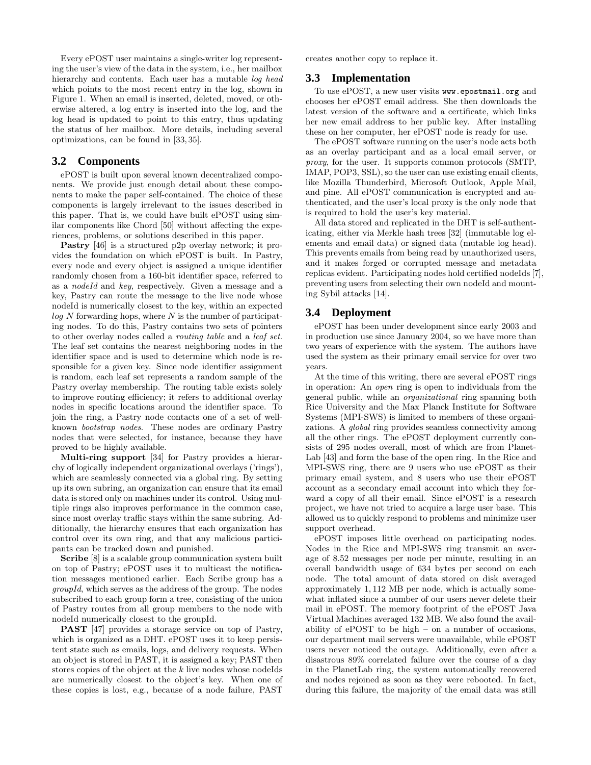Every ePOST user maintains a single-writer log representing the user's view of the data in the system, i.e., her mailbox hierarchy and contents. Each user has a mutable *log head* which points to the most recent entry in the log, shown in Figure 1. When an email is inserted, deleted, moved, or otherwise altered, a log entry is inserted into the log, and the log head is updated to point to this entry, thus updating the status of her mailbox. More details, including several optimizations, can be found in [33, 35].

## 3.2 Components

ePOST is built upon several known decentralized components. We provide just enough detail about these components to make the paper self-contained. The choice of these components is largely irrelevant to the issues described in this paper. That is, we could have built ePOST using similar components like Chord [50] without affecting the experiences, problems, or solutions described in this paper.

**Pastry** [46] is a structured p2p overlay network; it provides the foundation on which ePOST is built. In Pastry, every node and every object is assigned a unique identifier randomly chosen from a 160-bit identifier space, referred to as a *nodeId* and *key*, respectively. Given a message and a key, Pastry can route the message to the live node whose nodeId is numerically closest to the key, within an expected $log\ N$ forwarding hops, where $N$ is the number of participating nodes. To do this, Pastry contains two sets of pointers to other overlay nodes called a *routing table* and a *leaf set*. The leaf set contains the nearest neighboring nodes in the identifier space and is used to determine which node is responsible for a given key. Since node identifier assignment is random, each leaf set represents a random sample of the Pastry overlay membership. The routing table exists solely to improve routing efficiency; it refers to additional overlay nodes in specific locations around the identifier space. To join the ring, a Pastry node contacts one of a set of well-known *bootstrap nodes*. These nodes are ordinary Pastry nodes that were selected, for instance, because they have proved to be highly available.

**Multi-ring support** [34] for Pastry provides a hierarchy of logically independent organizational overlays ('rings'), which are seamlessly connected via a global ring. By setting up its own subring, an organization can ensure that its email data is stored only on machines under its control. Using multiple rings also improves performance in the common case, since most overlay traffic stays within the same subring. Additionally, the hierarchy ensures that each organization has control over its own ring, and that any malicious participants can be tracked down and punished.

**Scribe** [8] is a scalable group communication system built on top of Pastry; ePOST uses it to multicast the notification messages mentioned earlier. Each Scribe group has a *groupId*, which serves as the address of the group. The nodes subscribed to each group form a tree, consisting of the union of Pastry routes from all group members to the node with nodeId numerically closest to the groupId.

**PAST** [47] provides a storage service on top of Pastry, which is organized as a DHT. ePOST uses it to keep persistent state such as emails, logs, and delivery requests. When an object is stored in PAST, it is assigned a key; PAST then stores copies of the object at the $k$ live nodes whose nodeIds are numerically closest to the object's key. When one of these copies is lost, e.g., because of a node failure, PAST creates another copy to replace it.

## 3.3 Implementation

To use ePOST, a new user visits www.epostmail.org and chooses her ePOST email address. She then downloads the latest version of the software and a certificate, which links her new email address to her public key. After installing these on her computer, her ePOST node is ready for use.

The ePOST software running on the user's node acts both as an overlay participant and as a local email server, or *proxy*, for the user. It supports common protocols (SMTP, IMAP, POP3, SSL), so the user can use existing email clients, like Mozilla Thunderbird, Microsoft Outlook, Apple Mail, and pine. All ePOST communication is encrypted and authenticated, and the user's local proxy is the only node that is required to hold the user's key material.

All data stored and replicated in the DHT is self-authenticating, either via Merkle hash trees [32] (immutable log elements and email data) or signed data (mutable log head). This prevents emails from being read by unauthorized users, and it makes forged or corrupted message and metadata replicas evident. Participating nodes hold certified nodeIds [7], preventing users from selecting their own nodeId and mounting Sybil attacks [14].

## 3.4 Deployment

ePOST has been under development since early 2003 and in production use since January 2004, so we have more than two years of experience with the system. The authors have used the system as their primary email service for over two years.

At the time of this writing, there are several ePOST rings in operation: An *open* ring is open to individuals from the general public, while an *organizational* ring spanning both Rice University and the Max Planck Institute for Software Systems (MPI-SWS) is limited to members of these organizations. A *global* ring provides seamless connectivity among all the other rings. The ePOST deployment currently consists of 295 nodes overall, most of which are from PlanetLab [43] and form the base of the open ring. In the Rice and MPI-SWS ring, there are 9 users who use ePOST as their primary email system, and 8 users who use their ePOST account as a secondary email account into which they forward a copy of all their email. Since ePOST is a research project, we have not tried to acquire a large user base. This allowed us to quickly respond to problems and minimize user support overhead.

ePOST imposes little overhead on participating nodes. Nodes in the Rice and MPI-SWS ring transmit an average of 8.52 messages per node per minute, resulting in an overall bandwidth usage of 634 bytes per second on each node. The total amount of data stored on disk averaged approximately 1,112 MB per node, which is actually somewhat inflated since a number of our users never delete their mail in ePOST. The memory footprint of the ePOST Java Virtual Machines averaged 132 MB. We also found the availability of ePOST to be high – on a number of occasions, our department mail servers were unavailable, while ePOST users never noticed the outage. Additionally, even after a disastrous 89% correlated failure over the course of a day in the PlanetLab ring, the system automatically recovered and nodes rejoined as soon as they were rebooted. In fact, during this failure, the majority of the email data was still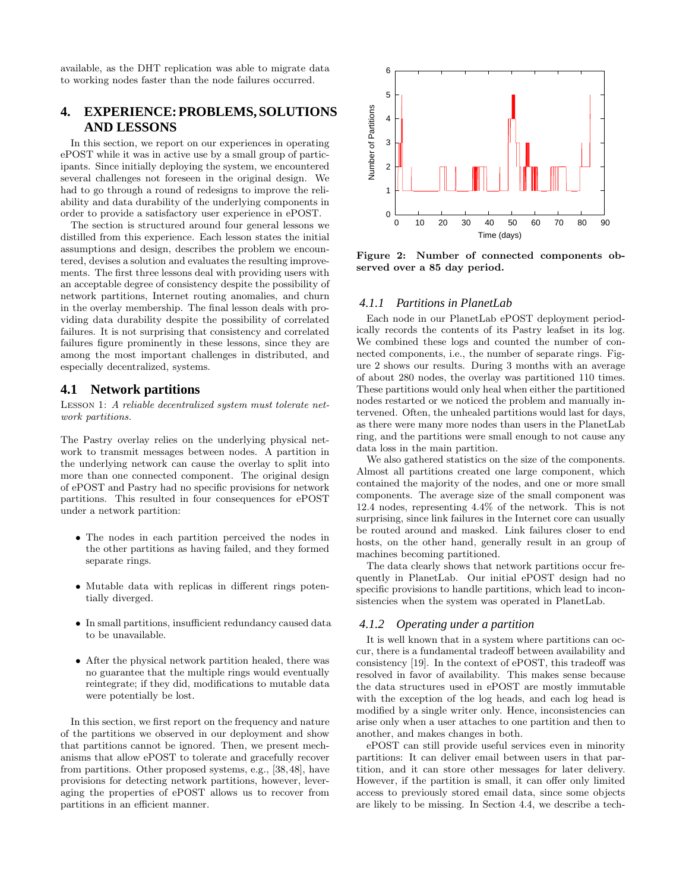available, as the DHT replication was able to migrate data to working nodes faster than the node failures occurred.

## 4. EXPERIENCE: PROBLEMS, SOLUTIONS AND LESSONS

In this section, we report on our experiences in operating ePOST while it was in active use by a small group of participants. Since initially deploying the system, we encountered several challenges not foreseen in the original design. We had to go through a round of redesigns to improve the reliability and data durability of the underlying components in order to provide a satisfactory user experience in ePOST.

The section is structured around four general lessons we distilled from this experience. Each lesson states the initial assumptions and design, describes the problem we encountered, devises a solution and evaluates the resulting improvements. The first three lessons deal with providing users with an acceptable degree of consistency despite the possibility of network partitions, Internet routing anomalies, and churn in the overlay membership. The final lesson deals with providing data durability despite the possibility of correlated failures. It is not surprising that consistency and correlated failures figure prominently in these lessons, since they are among the most important challenges in distributed, and especially decentralized, systems.

### 4.1 Network partitions

LESSON 1: *A reliable decentralized system must tolerate network partitions.*

The Pastry overlay relies on the underlying physical network to transmit messages between nodes. A partition in the underlying network can cause the overlay to split into more than one connected component. The original design of ePOST and Pastry had no specific provisions for network partitions. This resulted in four consequences for ePOST under a network partition:

- The nodes in each partition perceived the nodes in the other partitions as having failed, and they formed separate rings.
- Mutable data with replicas in different rings potentially diverged.
- In small partitions, insufficient redundancy caused data to be unavailable.
- After the physical network partition healed, there was no guarantee that the multiple rings would eventually reintegrate; if they did, modifications to mutable data were potentially be lost.

In this section, we first report on the frequency and nature of the partitions we observed in our deployment and show that partitions cannot be ignored. Then, we present mechanisms that allow ePOST to tolerate and gracefully recover from partitions. Other proposed systems, e.g., [38,48], have provisions for detecting network partitions, however, leveraging the properties of ePOST allows us to recover from partitions in an efficient manner.

Number of Partitions
0
1
2
3
4
5
6
0
10
20
30
40
50
60
70
80
90
Time (days)

**Figure 2: Number of connected components observed over a 85 day period.**

#### *4.1.1 Partitions in PlanetLab*

Each node in our PlanetLab ePOST deployment periodically records the contents of its Pastry leafset in its log. We combined these logs and counted the number of connected components, i.e., the number of separate rings. Figure 2 shows our results. During 3 months with an average of about 280 nodes, the overlay was partitioned 110 times. These partitions would only heal when either the partitioned nodes restarted or we noticed the problem and manually intervened. Often, the unhealed partitions would last for days, as there were many more nodes than users in the PlanetLab ring, and the partitions were small enough to not cause any data loss in the main partition.

We also gathered statistics on the size of the components. Almost all partitions created one large component, which contained the majority of the nodes, and one or more small components. The average size of the small component was 12.4 nodes, representing 4.4% of the network. This is not surprising, since link failures in the Internet core can usually be routed around and masked. Link failures closer to end hosts, on the other hand, generally result in an group of machines becoming partitioned.

The data clearly shows that network partitions occur frequently in PlanetLab. Our initial ePOST design had no specific provisions to handle partitions, which lead to inconsistencies when the system was operated in PlanetLab.

#### *4.1.2 Operating under a partition*

It is well known that in a system where partitions can occur, there is a fundamental tradeoff between availability and consistency [19]. In the context of ePOST, this tradeoff was resolved in favor of availability. This makes sense because the data structures used in ePOST are mostly immutable with the exception of the log heads, and each log head is modified by a single writer only. Hence, inconsistencies can arise only when a user attaches to one partition and then to another, and makes changes in both.

ePOST can still provide useful services even in minority partitions: It can deliver email between users in that partition, and it can store other messages for later delivery. However, if the partition is small, it can offer only limited access to previously stored email data, since some objects are likely to be missing. In Section 4.4, we describe a tech-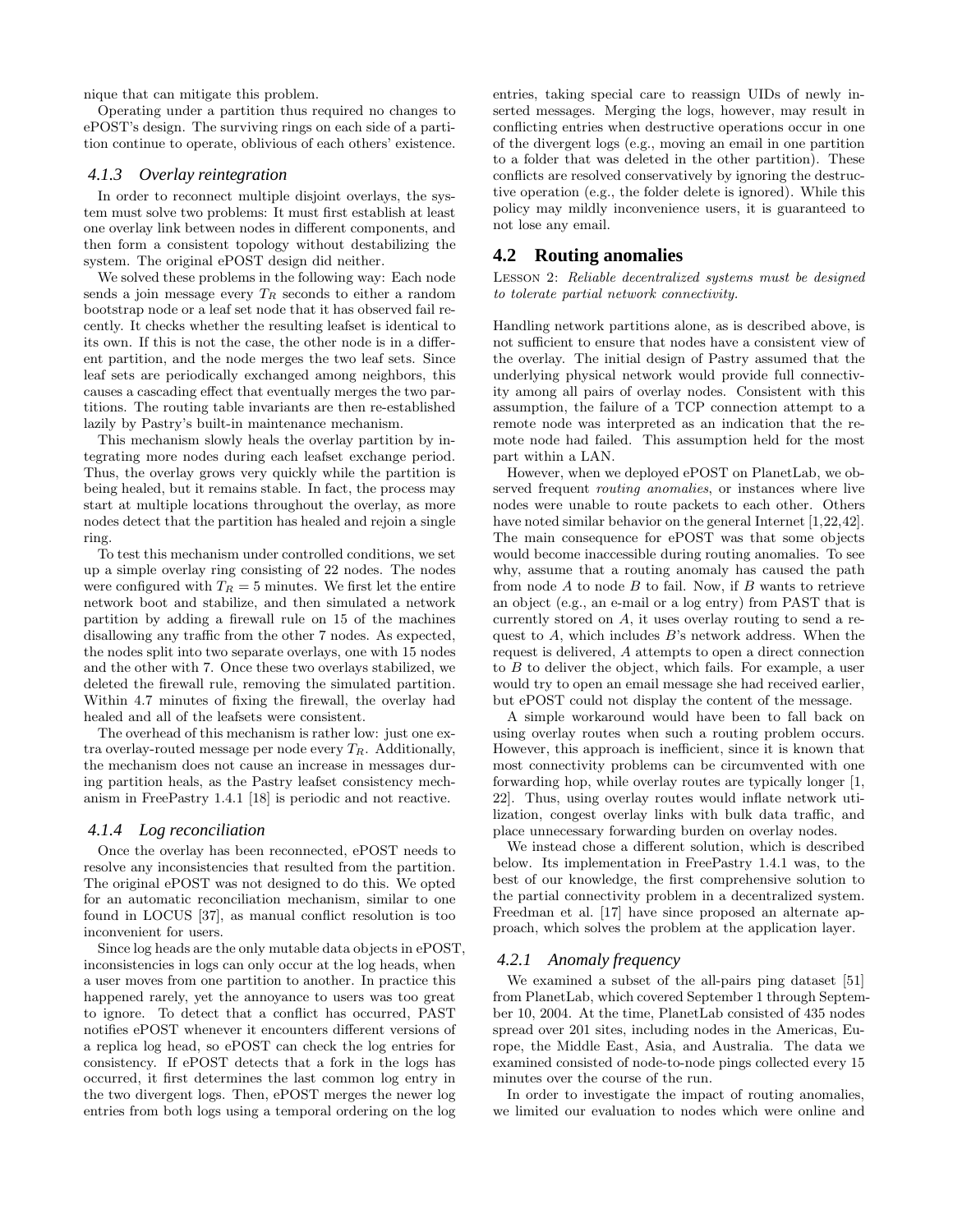nique that can mitigate this problem.

Operating under a partition thus required no changes to ePOST's design. The surviving rings on each side of a partition continue to operate, oblivious of each others' existence.

#### 4.1.3 Overlay reintegration

In order to reconnect multiple disjoint overlays, the system must solve two problems: It must first establish at least one overlay link between nodes in different components, and then form a consistent topology without destabilizing the system. The original ePOST design did neither.

We solved these problems in the following way: Each node sends a join message every $T_R$ seconds to either a random bootstrap node or a leaf set node that it has observed fail recently. It checks whether the resulting leafset is identical to its own. If this is not the case, the other node is in a different partition, and the node merges the two leaf sets. Since leaf sets are periodically exchanged among neighbors, this causes a cascading effect that eventually merges the two partitions. The routing table invariants are then re-established lazily by Pastry's built-in maintenance mechanism.

This mechanism slowly heals the overlay partition by integrating more nodes during each leafset exchange period. Thus, the overlay grows very quickly while the partition is being healed, but it remains stable. In fact, the process may start at multiple locations throughout the overlay, as more nodes detect that the partition has healed and rejoin a single ring.

To test this mechanism under controlled conditions, we set up a simple overlay ring consisting of 22 nodes. The nodes were configured with $T_R = 5$ minutes. We first let the entire network boot and stabilize, and then simulated a network partition by adding a firewall rule on 15 of the machines disallowing any traffic from the other 7 nodes. As expected, the nodes split into two separate overlays, one with 15 nodes and the other with 7. Once these two overlays stabilized, we deleted the firewall rule, removing the simulated partition. Within 4.7 minutes of fixing the firewall, the overlay had healed and all of the leafsets were consistent.

The overhead of this mechanism is rather low: just one extra overlay-routed message per node every $T_R$. Additionally, the mechanism does not cause an increase in messages during partition heals, as the Pastry leafset consistency mechanism in FreePastry 1.4.1 [18] is periodic and not reactive.

#### 4.1.4 Log reconciliation

Once the overlay has been reconnected, ePOST needs to resolve any inconsistencies that resulted from the partition. The original ePOST was not designed to do this. We opted for an automatic reconciliation mechanism, similar to one found in LOCUS [37], as manual conflict resolution is too inconvenient for users.

Since log heads are the only mutable data objects in ePOST, inconsistencies in logs can only occur at the log heads, when a user moves from one partition to another. In practice this happened rarely, yet the annoyance to users was too great to ignore. To detect that a conflict has occurred, PAST notifies ePOST whenever it encounters different versions of a replica log head, so ePOST can check the log entries for consistency. If ePOST detects that a fork in the logs has occurred, it first determines the last common log entry in the two divergent logs. Then, ePOST merges the newer log entries from both logs using a temporal ordering on the log entries, taking special care to reassign UIDs of newly inserted messages. Merging the logs, however, may result in conflicting entries when destructive operations occur in one of the divergent logs (e.g., moving an email in one partition to a folder that was deleted in the other partition). These conflicts are resolved conservatively by ignoring the destructive operation (e.g., the folder delete is ignored). While this policy may mildly inconvenience users, it is guaranteed to not lose any email.

### 4.2 Routing anomalies

LESSON 2: *Reliable decentralized systems must be designed to tolerate partial network connectivity.*

Handling network partitions alone, as is described above, is not sufficient to ensure that nodes have a consistent view of the overlay. The initial design of Pastry assumed that the underlying physical network would provide full connectivity among all pairs of overlay nodes. Consistent with this assumption, the failure of a TCP connection attempt to a remote node was interpreted as an indication that the remote node had failed. This assumption held for the most part within a LAN.

However, when we deployed ePOST on PlanetLab, we observed frequent *routing anomalies*, or instances where live nodes were unable to route packets to each other. Others have noted similar behavior on the general Internet [1,22,42]. The main consequence for ePOST was that some objects would become inaccessible during routing anomalies. To see why, assume that a routing anomaly has caused the path from node $A$ to node $B$ to fail. Now, if $B$ wants to retrieve an object (e.g., an e-mail or a log entry) from PAST that is currently stored on $A$, it uses overlay routing to send a request to $A$, which includes $B$'s network address. When the request is delivered, $A$ attempts to open a direct connection to $B$ to deliver the object, which fails. For example, a user would try to open an email message she had received earlier, but ePOST could not display the content of the message.

A simple workaround would have been to fall back on using overlay routes when such a routing problem occurs. However, this approach is inefficient, since it is known that most connectivity problems can be circumvented with one forwarding hop, while overlay routes are typically longer [1, 22]. Thus, using overlay routes would inflate network utilization, congest overlay links with bulk data traffic, and place unnecessary forwarding burden on overlay nodes.

We instead chose a different solution, which is described below. Its implementation in FreePastry 1.4.1 was, to the best of our knowledge, the first comprehensive solution to the partial connectivity problem in a decentralized system. Freedman et al. [17] have since proposed an alternate approach, which solves the problem at the application layer.

#### 4.2.1 Anomaly frequency

We examined a subset of the all-pairs ping dataset [51] from PlanetLab, which covered September 1 through September 10, 2004. At the time, PlanetLab consisted of 435 nodes spread over 201 sites, including nodes in the Americas, Europe, the Middle East, Asia, and Australia. The data we examined consisted of node-to-node pings collected every 15 minutes over the course of the run.

In order to investigate the impact of routing anomalies, we limited our evaluation to nodes which were online and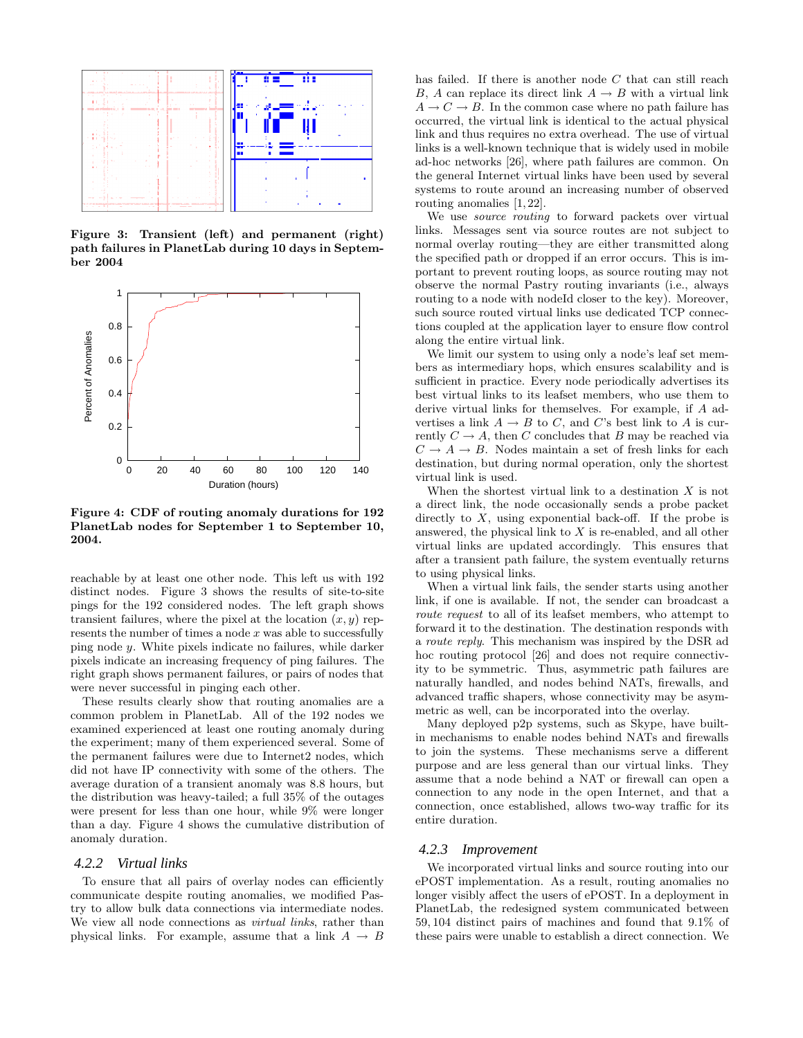Figure 3: Transient (left) and permanent (right) path failures in PlanetLab during 10 days in September 2004

1
0.8
0.6
0.4
0.2
0
Percent of Anomalies
0 20 40 60 80 100 120 140
Duration (hours)

Figure 4: CDF of routing anomaly durations for 192 PlanetLab nodes for September 1 to September 10, 2004.

reachable by at least one other node. This left us with 192 distinct nodes. Figure 3 shows the results of site-to-site pings for the 192 considered nodes. The left graph shows transient failures, where the pixel at the location $(x, y)$ represents the number of times a node $x$ was able to successfully ping node $y$. White pixels indicate no failures, while darker pixels indicate an increasing frequency of ping failures. The right graph shows permanent failures, or pairs of nodes that were never successful in pinging each other.

These results clearly show that routing anomalies are a common problem in PlanetLab. All of the 192 nodes we examined experienced at least one routing anomaly during the experiment; many of them experienced several. Some of the permanent failures were due to Internet2 nodes, which did not have IP connectivity with some of the others. The average duration of a transient anomaly was 8.8 hours, but the distribution was heavy-tailed; a full 35% of the outages were present for less than one hour, while 9% were longer than a day. Figure 4 shows the cumulative distribution of anomaly duration.

### 4.2.2 Virtual links

To ensure that all pairs of overlay nodes can efficiently communicate despite routing anomalies, we modified Pastry to allow bulk data connections via intermediate nodes. We view all node connections as *virtual links*, rather than physical links. For example, assume that a link $A \rightarrow B$ has failed. If there is another node $C$ that can still reach $B$, $A$ can replace its direct link $A \rightarrow B$ with a virtual link $A \rightarrow C \rightarrow B$. In the common case where no path failure has occurred, the virtual link is identical to the actual physical link and thus requires no extra overhead. The use of virtual links is a well-known technique that is widely used in mobile ad-hoc networks [26], where path failures are common. On the general Internet virtual links have been used by several systems to route around an increasing number of observed routing anomalies [1, 22].

We use *source routing* to forward packets over virtual links. Messages sent via source routes are not subject to normal overlay routing—they are either transmitted along the specified path or dropped if an error occurs. This is important to prevent routing loops, as source routing may not observe the normal Pastry routing invariants (i.e., always routing to a node with nodeId closer to the key). Moreover, such source routed virtual links use dedicated TCP connections coupled at the application layer to ensure flow control along the entire virtual link.

We limit our system to using only a node's leaf set members as intermediary hops, which ensures scalability and is sufficient in practice. Every node periodically advertises its best virtual links to its leafset members, who use them to derive virtual links for themselves. For example, if $A$ advertises a link $A \rightarrow B$ to $C$, and $C$'s best link to $A$ is currently $C \rightarrow A$, then $C$ concludes that $B$ may be reached via $C \rightarrow A \rightarrow B$. Nodes maintain a set of fresh links for each destination, but during normal operation, only the shortest virtual link is used.

When the shortest virtual link to a destination $X$ is not a direct link, the node occasionally sends a probe packet directly to $X$, using exponential back-off. If the probe is answered, the physical link to $X$ is re-enabled, and all other virtual links are updated accordingly. This ensures that after a transient path failure, the system eventually returns to using physical links.

When a virtual link fails, the sender starts using another link, if one is available. If not, the sender can broadcast a *route request* to all of its leafset members, who attempt to forward it to the destination. The destination responds with a *route reply*. This mechanism was inspired by the DSR ad hoc routing protocol [26] and does not require connectivity to be symmetric. Thus, asymmetric path failures are naturally handled, and nodes behind NATs, firewalls, and advanced traffic shapers, whose connectivity may be asymmetric as well, can be incorporated into the overlay.

Many deployed p2p systems, such as Skype, have built-in mechanisms to enable nodes behind NATs and firewalls to join the systems. These mechanisms serve a different purpose and are less general than our virtual links. They assume that a node behind a NAT or firewall can open a connection to any node in the open Internet, and that a connection, once established, allows two-way traffic for its entire duration.

### 4.2.3 Improvement

We incorporated virtual links and source routing into our ePOST implementation. As a result, routing anomalies no longer visibly affect the users of ePOST. In a deployment in PlanetLab, the redesigned system communicated between 59,104 distinct pairs of machines and found that 9.1% of these pairs were unable to establish a direct connection. We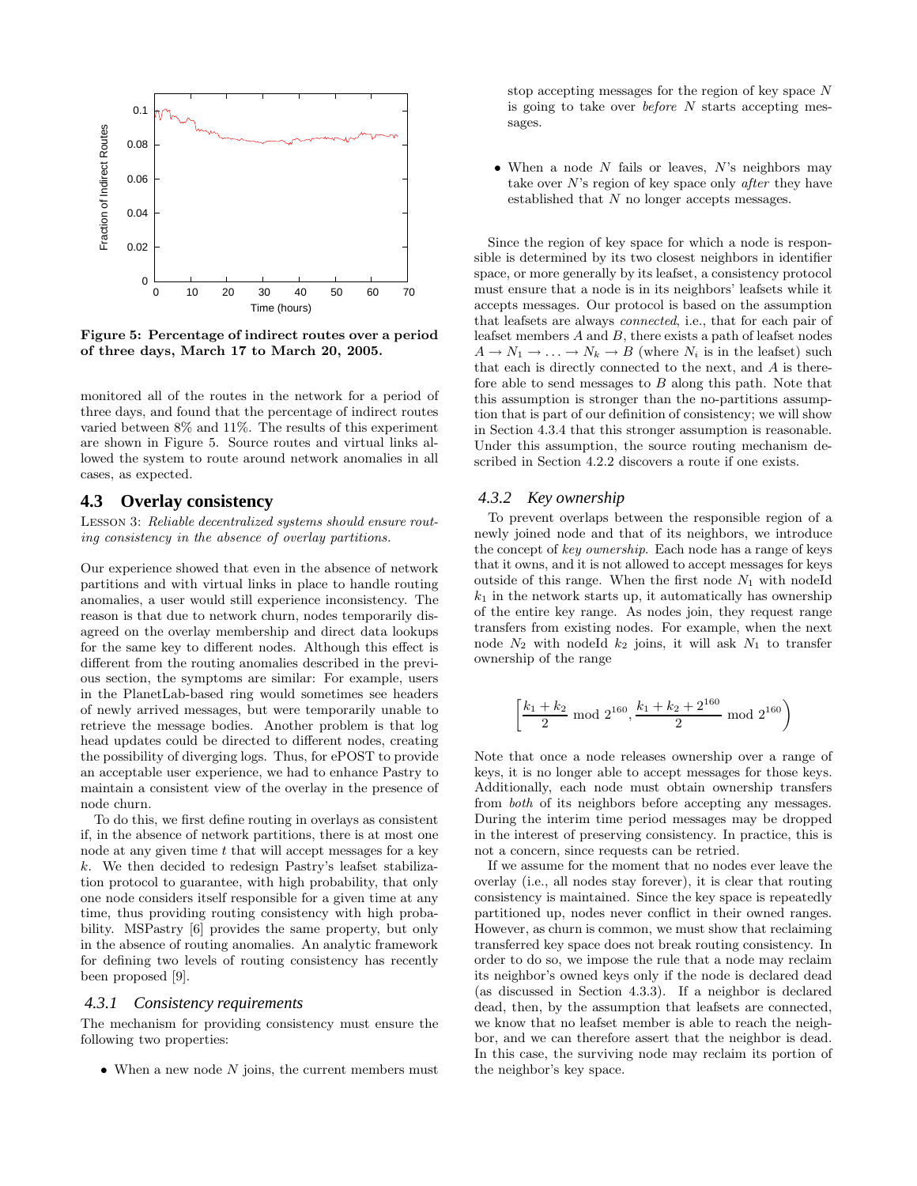Fraction of Indirect Routes

0.1
0.08
0.06
0.04
0.02
0

0 10 20 30 40 50 60 70

Time (hours)

**Figure 5: Percentage of indirect routes over a period of three days, March 17 to March 20, 2005.**

monitored all of the routes in the network for a period of three days, and found that the percentage of indirect routes varied between 8% and 11%. The results of this experiment are shown in Figure 5. Source routes and virtual links allowed the system to route around network anomalies in all cases, as expected.

## 4.3 Overlay consistency

LESSON 3: *Reliable decentralized systems should ensure routing consistency in the absence of overlay partitions.*

Our experience showed that even in the absence of network partitions and with virtual links in place to handle routing anomalies, a user would still experience inconsistency. The reason is that due to network churn, nodes temporarily disagreed on the overlay membership and direct data lookups for the same key to different nodes. Although this effect is different from the routing anomalies described in the previous section, the symptoms are similar: For example, users in the PlanetLab-based ring would sometimes see headers of newly arrived messages, but were temporarily unable to retrieve the message bodies. Another problem is that log head updates could be directed to different nodes, creating the possibility of diverging logs. Thus, for ePOST to provide an acceptable user experience, we had to enhance Pastry to maintain a consistent view of the overlay in the presence of node churn.

To do this, we first define routing in overlays as consistent if, in the absence of network partitions, there is at most one node at any given time $t$ that will accept messages for a key $k$. We then decided to redesign Pastry's leafset stabilization protocol to guarantee, with high probability, that only one node considers itself responsible for a given time at any time, thus providing routing consistency with high probability. MSPastry [6] provides the same property, but only in the absence of routing anomalies. An analytic framework for defining two levels of routing consistency has recently been proposed [9].

### 4.3.1 Consistency requirements

The mechanism for providing consistency must ensure the following two properties:

- When a new node $N$ joins, the current members must stop accepting messages for the region of key space $N$ is going to take over *before* $N$ starts accepting messages.
- When a node $N$ fails or leaves, $N$'s neighbors may take over $N$'s region of key space only *after* they have established that $N$ no longer accepts messages.

Since the region of key space for which a node is responsible is determined by its two closest neighbors in identifier space, or more generally by its leafset, a consistency protocol must ensure that a node is in its neighbors' leafsets while it accepts messages. Our protocol is based on the assumption that leafsets are always *connected*, i.e., that for each pair of leafset members $A$ and $B$, there exists a path of leafset nodes $A \rightarrow N_1 \rightarrow \ldots \rightarrow N_k \rightarrow B$ (where $N_i$ is in the leafset) such that each is directly connected to the next, and $A$ is therefore able to send messages to $B$ along this path. Note that this assumption is stronger than the no-partitions assumption that is part of our definition of consistency; we will show in Section 4.3.4 that this stronger assumption is reasonable. Under this assumption, the source routing mechanism described in Section 4.2.2 discovers a route if one exists.

### 4.3.2 Key ownership

To prevent overlaps between the responsible region of a newly joined node and that of its neighbors, we introduce the concept of *key ownership*. Each node has a range of keys that it owns, and it is not allowed to accept messages for keys outside of this range. When the first node $N_1$ with nodeId $k_1$ in the network starts up, it automatically has ownership of the entire key range. As nodes join, they request range transfers from existing nodes. For example, when the next node $N_2$ with nodeId $k_2$ joins, it will ask $N_1$ to transfer ownership of the range

$$\left[\frac{k_1 + k_2}{2} \bmod 2^{160}, \frac{k_1 + k_2 + 2^{160}}{2} \bmod 2^{160}\right)$$

Note that once a node releases ownership over a range of keys, it is no longer able to accept messages for those keys. Additionally, each node must obtain ownership transfers from *both* of its neighbors before accepting any messages. During the interim time period messages may be dropped in the interest of preserving consistency. In practice, this is not a concern, since requests can be retried.

If we assume for the moment that no nodes ever leave the overlay (i.e., all nodes stay forever), it is clear that routing consistency is maintained. Since the key space is repeatedly partitioned up, nodes never conflict in their owned ranges. However, as churn is common, we must show that reclaiming transferred key space does not break routing consistency. In order to do so, we impose the rule that a node may reclaim its neighbor's owned keys only if the node is declared dead (as discussed in Section 4.3.3). If a neighbor is declared dead, then, by the assumption that leafsets are connected, we know that no leafset member is able to reach the neighbor, and we can therefore assert that the neighbor is dead. In this case, the surviving node may reclaim its portion of the neighbor's key space.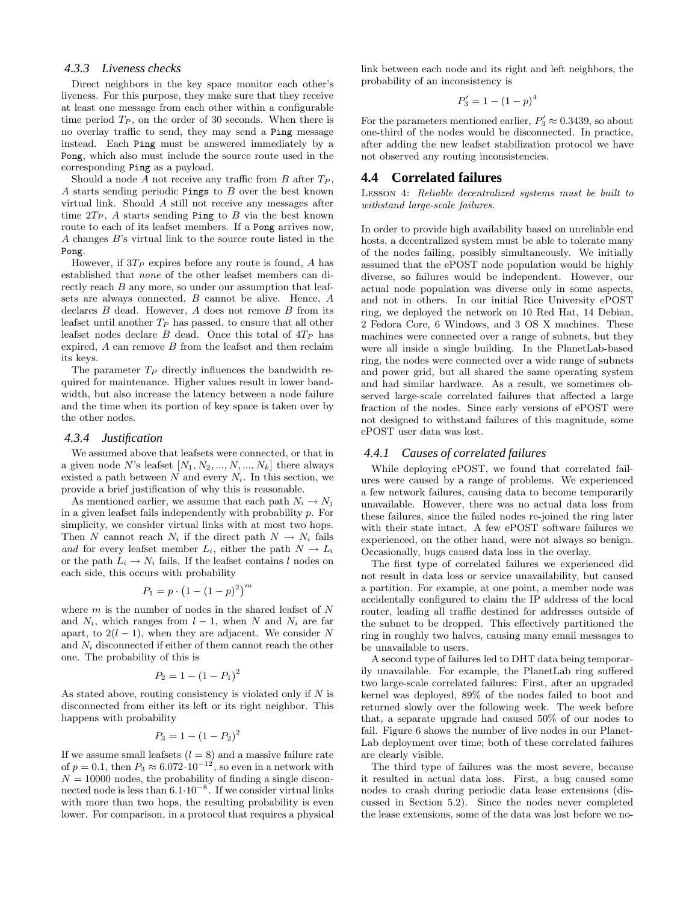#### 4.3.3 Liveness checks

Direct neighbors in the key space monitor each other's liveness. For this purpose, they make sure that they receive at least one message from each other within a configurable time period $T_P$, on the order of 30 seconds. When there is no overlay traffic to send, they may send a `Ping` message instead. Each `Ping` must be answered immediately by a `Pong`, which also must include the source route used in the corresponding `Ping` as a payload.

Should a node $A$ not receive any traffic from $B$ after $T_P$, $A$ starts sending periodic `Ping`s to $B$ over the best known virtual link. Should $A$ still not receive any messages after time $2T_P$, $A$ starts sending `Ping` to $B$ via the best known route to each of its leafset members. If a `Pong` arrives now, $A$ changes $B$'s virtual link to the source route listed in the `Pong`.

However, if $3T_P$ expires before any route is found, $A$ has established that *none* of the other leafset members can directly reach $B$ any more, so under our assumption that leafsets are always connected, $B$ cannot be alive. Hence, $A$ declares $B$ dead. However, $A$ does not remove $B$ from its leafset until another $T_P$ has passed, to ensure that all other leafset nodes declare $B$ dead. Once this total of $4T_P$ has expired, $A$ can remove $B$ from the leafset and then reclaim its keys.

The parameter $T_P$ directly influences the bandwidth required for maintenance. Higher values result in lower bandwidth, but also increase the latency between a node failure and the time when its portion of key space is taken over by the other nodes.

#### 4.3.4 Justification

We assumed above that leafsets were connected, or that in a given node $N$'s leafset $[N_1, N_2, ..., N, ..., N_k]$ there always existed a path between $N$ and every $N_i$. In this section, we provide a brief justification of why this is reasonable.

As mentioned earlier, we assume that each path $N_i \rightarrow N_j$ in a given leafset fails independently with probability $p$. For simplicity, we consider virtual links with at most two hops. Then $N$ cannot reach $N_i$ if the direct path $N \rightarrow N_i$ fails *and* for every leafset member $L_i$, either the path $N \rightarrow L_i$ or the path $L_i \rightarrow N_i$ fails. If the leafset contains $l$ nodes on each side, this occurs with probability

$$P_1 = p \cdot \left(1 - (1-p)^2\right)^m$$

where $m$ is the number of nodes in the shared leafset of $N$ and $N_i$, which ranges from $l-1$, when $N$ and $N_i$ are far apart, to $2(l-1)$, when they are adjacent. We consider $N$ and $N_i$ disconnected if either of them cannot reach the other one. The probability of this is

$$P_2 = 1 - (1-P_1)^2$$

As stated above, routing consistency is violated only if $N$ is disconnected from either its left or its right neighbor. This happens with probability

$$P_3 = 1 - (1-P_2)^2$$

If we assume small leafsets ($l = 8$) and a massive failure rate of $p = 0.1$, then $P_3 \approx 6.072 \cdot 10^{-12}$, so even in a network with $N = 10000$ nodes, the probability of finding a single disconnected node is less than $6.1 \cdot 10^{-8}$. If we consider virtual links with more than two hops, the resulting probability is even lower. For comparison, in a protocol that requires a physical link between each node and its right and left neighbors, the probability of an inconsistency is

$$P_3' = 1 - (1-p)^4$$

For the parameters mentioned earlier, $P_3' \approx 0.3439$, so about one-third of the nodes would be disconnected. In practice, after adding the new leafset stabilization protocol we have not observed any routing inconsistencies.

## 4.4 Correlated failures

LESSON 4: *Reliable decentralized systems must be built to withstand large-scale failures.*

In order to provide high availability based on unreliable end hosts, a decentralized system must be able to tolerate many of the nodes failing, possibly simultaneously. We initially assumed that the ePOST node population would be highly diverse, so failures would be independent. However, our actual node population was diverse only in some aspects, and not in others. In our initial Rice University ePOST ring, we deployed the network on 10 Red Hat, 14 Debian, 2 Fedora Core, 6 Windows, and 3 OS X machines. These machines were connected over a range of subnets, but they were all inside a single building. In the PlanetLab-based ring, the nodes were connected over a wide range of subnets and power grid, but all shared the same operating system and had similar hardware. As a result, we sometimes observed large-scale correlated failures that affected a large fraction of the nodes. Since early versions of ePOST were not designed to withstand failures of this magnitude, some ePOST user data was lost.

#### 4.4.1 Causes of correlated failures

While deploying ePOST, we found that correlated failures were caused by a range of problems. We experienced a few network failures, causing data to become temporarily unavailable. However, there was no actual data loss from these failures, since the failed nodes re-joined the ring later with their state intact. A few ePOST software failures we experienced, on the other hand, were not always so benign. Occasionally, bugs caused data loss in the overlay.

The first type of correlated failures we experienced did not result in data loss or service unavailability, but caused a partition. For example, at one point, a member node was accidentally configured to claim the IP address of the local router, leading all traffic destined for addresses outside of the subnet to be dropped. This effectively partitioned the ring in roughly two halves, causing many email messages to be unavailable to users.

A second type of failures led to DHT data being temporarily unavailable. For example, the PlanetLab ring suffered two large-scale correlated failures: First, after an upgraded kernel was deployed, 89% of the nodes failed to boot and returned slowly over the following week. The week before that, a separate upgrade had caused 50% of our nodes to fail. Figure 6 shows the number of live nodes in our PlanetLab deployment over time; both of these correlated failures are clearly visible.

The third type of failures was the most severe, because it resulted in actual data loss. First, a bug caused some nodes to crash during periodic data lease extensions (discussed in Section 5.2). Since the nodes never completed the lease extensions, some of the data was lost before we no-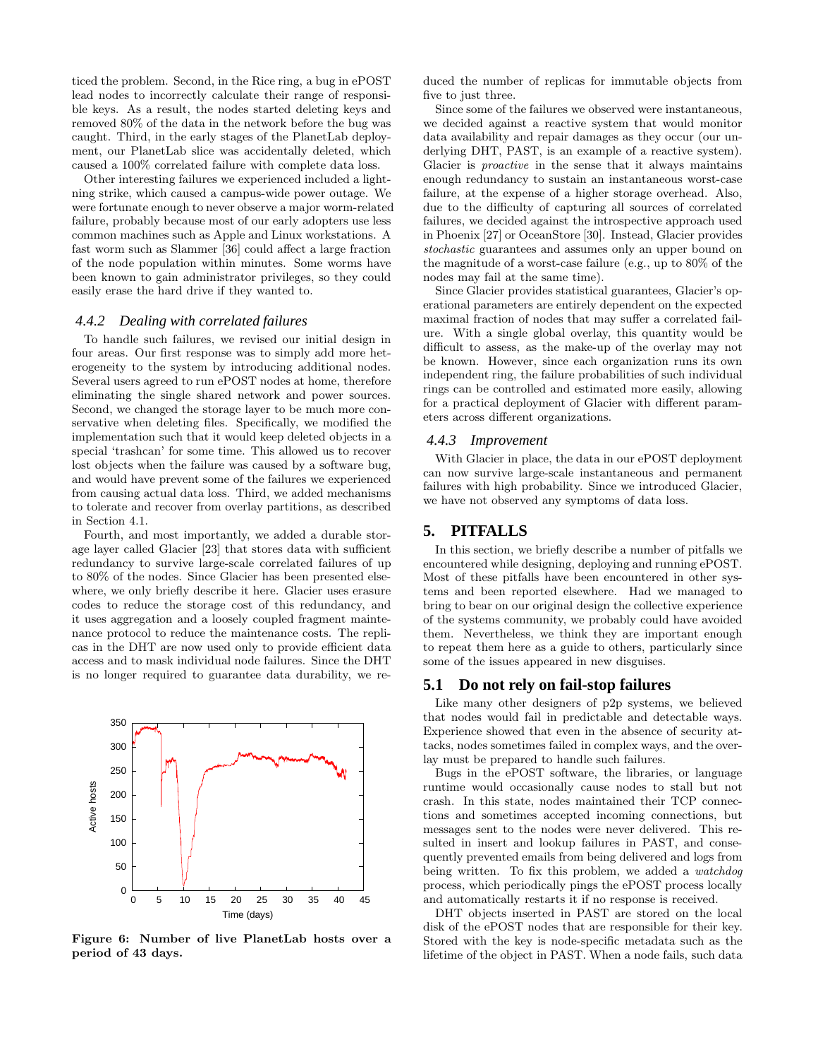ticed the problem. Second, in the Rice ring, a bug in ePOST lead nodes to incorrectly calculate their range of responsible keys. As a result, the nodes started deleting keys and removed 80% of the data in the network before the bug was caught. Third, in the early stages of the PlanetLab deployment, our PlanetLab slice was accidentally deleted, which caused a 100% correlated failure with complete data loss.

Other interesting failures we experienced included a lightning strike, which caused a campus-wide power outage. We were fortunate enough to never observe a major worm-related failure, probably because most of our early adopters use less common machines such as Apple and Linux workstations. A fast worm such as Slammer [36] could affect a large fraction of the node population within minutes. Some worms have been known to gain administrator privileges, so they could easily erase the hard drive if they wanted to.

### 4.4.2 Dealing with correlated failures

To handle such failures, we revised our initial design in four areas. Our first response was to simply add more heterogeneity to the system by introducing additional nodes. Several users agreed to run ePOST nodes at home, therefore eliminating the single shared network and power sources. Second, we changed the storage layer to be much more conservative when deleting files. Specifically, we modified the implementation such that it would keep deleted objects in a special 'trashcan' for some time. This allowed us to recover lost objects when the failure was caused by a software bug, and would have prevent some of the failures we experienced from causing actual data loss. Third, we added mechanisms to tolerate and recover from overlay partitions, as described in Section 4.1.

Fourth, and most importantly, we added a durable storage layer called Glacier [23] that stores data with sufficient redundancy to survive large-scale correlated failures of up to 80% of the nodes. Since Glacier has been presented elsewhere, we only briefly describe it here. Glacier uses erasure codes to reduce the storage cost of this redundancy, and it uses aggregation and a loosely coupled fragment maintenance protocol to reduce the maintenance costs. The replicas in the DHT are now used only to provide efficient data access and to mask individual node failures. Since the DHT is no longer required to guarantee data durability, we reduced the number of replicas for immutable objects from five to just three.

Since some of the failures we observed were instantaneous, we decided against a reactive system that would monitor data availability and repair damages as they occur (our underlying DHT, PAST, is an example of a reactive system). Glacier is *proactive* in the sense that it always maintains enough redundancy to sustain an instantaneous worst-case failure, at the expense of a higher storage overhead. Also, due to the difficulty of capturing all sources of correlated failures, we decided against the introspective approach used in Phoenix [27] or OceanStore [30]. Instead, Glacier provides *stochastic* guarantees and assumes only an upper bound on the magnitude of a worst-case failure (e.g., up to 80% of the nodes may fail at the same time).

Since Glacier provides statistical guarantees, Glacier's operational parameters are entirely dependent on the expected maximal fraction of nodes that may suffer a correlated failure. With a single global overlay, this quantity would be difficult to assess, as the make-up of the overlay may not be known. However, since each organization runs its own independent ring, the failure probabilities of such individual rings can be controlled and estimated more easily, allowing for a practical deployment of Glacier with different parameters across different organizations.

### 4.4.3 Improvement

With Glacier in place, the data in our ePOST deployment can now survive large-scale instantaneous and permanent failures with high probability. Since we introduced Glacier, we have not observed any symptoms of data loss.

Active hosts
350
300
250
200
150
100
50
0
0 5 10 15 20 25 30 35 40 45
Time (days)

**Figure 6: Number of live PlanetLab hosts over a period of 43 days.**

# 5. PITFALLS

In this section, we briefly describe a number of pitfalls we encountered while designing, deploying and running ePOST. Most of these pitfalls have been encountered in other systems and been reported elsewhere. Had we managed to bring to bear on our original design the collective experience of the systems community, we probably could have avoided them. Nevertheless, we think they are important enough to repeat them here as a guide to others, particularly since some of the issues appeared in new disguises.

## 5.1 Do not rely on fail-stop failures

Like many other designers of p2p systems, we believed that nodes would fail in predictable and detectable ways. Experience showed that even in the absence of security attacks, nodes sometimes failed in complex ways, and the overlay must be prepared to handle such failures.

Bugs in the ePOST software, the libraries, or language runtime would occasionally cause nodes to stall but not crash. In this state, nodes maintained their TCP connections and sometimes accepted incoming connections, but messages sent to the nodes were never delivered. This resulted in insert and lookup failures in PAST, and consequently prevented emails from being delivered and logs from being written. To fix this problem, we added a *watchdog* process, which periodically pings the ePOST process locally and automatically restarts it if no response is received.

DHT objects inserted in PAST are stored on the local disk of the ePOST nodes that are responsible for their key. Stored with the key is node-specific metadata such as the lifetime of the object in PAST. When a node fails, such data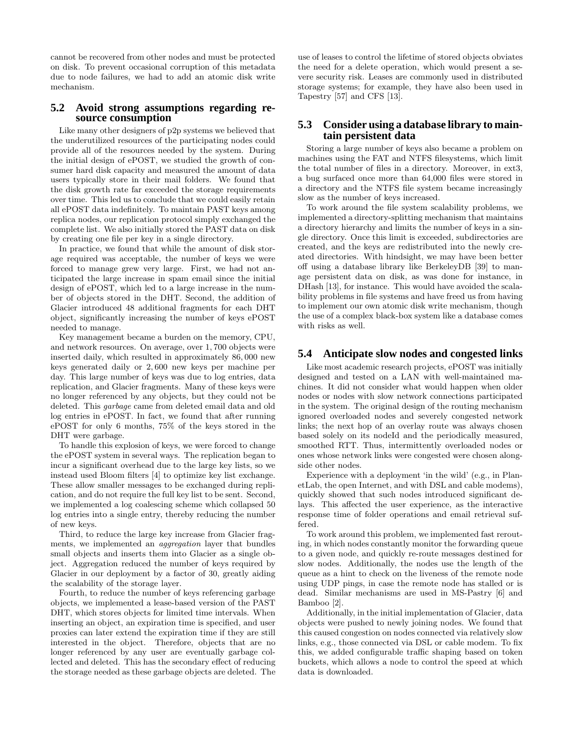cannot be recovered from other nodes and must be protected on disk. To prevent occasional corruption of this metadata due to node failures, we had to add an atomic disk write mechanism.

## 5.2 Avoid strong assumptions regarding resource consumption

Like many other designers of p2p systems we believed that the underutilized resources of the participating nodes could provide all of the resources needed by the system. During the initial design of ePOST, we studied the growth of consumer hard disk capacity and measured the amount of data users typically store in their mail folders. We found that the disk growth rate far exceeded the storage requirements over time. This led us to conclude that we could easily retain all ePOST data indefinitely. To maintain PAST keys among replica nodes, our replication protocol simply exchanged the complete list. We also initially stored the PAST data on disk by creating one file per key in a single directory.

In practice, we found that while the amount of disk storage required was acceptable, the number of keys we were forced to manage grew very large. First, we had not anticipated the large increase in spam email since the initial design of ePOST, which led to a large increase in the number of objects stored in the DHT. Second, the addition of Glacier introduced 48 additional fragments for each DHT object, significantly increasing the number of keys ePOST needed to manage.

Key management became a burden on the memory, CPU, and network resources. On average, over 1,700 objects were inserted daily, which resulted in approximately 86,000 new keys generated daily or 2,600 new keys per machine per day. This large number of keys was due to log entries, data replication, and Glacier fragments. Many of these keys were no longer referenced by any objects, but they could not be deleted. This *garbage* came from deleted email data and old log entries in ePOST. In fact, we found that after running ePOST for only 6 months, 75% of the keys stored in the DHT were garbage.

To handle this explosion of keys, we were forced to change the ePOST system in several ways. The replication began to incur a significant overhead due to the large key lists, so we instead used Bloom filters [4] to optimize key list exchange. These allow smaller messages to be exchanged during replication, and do not require the full key list to be sent. Second, we implemented a log coalescing scheme which collapsed 50 log entries into a single entry, thereby reducing the number of new keys.

Third, to reduce the large key increase from Glacier fragments, we implemented an *aggregation* layer that bundles small objects and inserts them into Glacier as a single object. Aggregation reduced the number of keys required by Glacier in our deployment by a factor of 30, greatly aiding the scalability of the storage layer.

Fourth, to reduce the number of keys referencing garbage objects, we implemented a lease-based version of the PAST DHT, which stores objects for limited time intervals. When inserting an object, an expiration time is specified, and user proxies can later extend the expiration time if they are still interested in the object. Therefore, objects that are no longer referenced by any user are eventually garbage collected and deleted. This has the secondary effect of reducing the storage needed as these garbage objects are deleted. The use of leases to control the lifetime of stored objects obviates the need for a delete operation, which would present a severe security risk. Leases are commonly used in distributed storage systems; for example, they have also been used in Tapestry [57] and CFS [13].

## 5.3 Consider using a database library to maintain persistent data

Storing a large number of keys also became a problem on machines using the FAT and NTFS filesystems, which limit the total number of files in a directory. Moreover, in ext3, a bug surfaced once more than 64,000 files were stored in a directory and the NTFS file system became increasingly slow as the number of keys increased.

To work around the file system scalability problems, we implemented a directory-splitting mechanism that maintains a directory hierarchy and limits the number of keys in a single directory. Once this limit is exceeded, subdirectories are created, and the keys are redistributed into the newly created directories. With hindsight, we may have been better off using a database library like BerkeleyDB [39] to manage persistent data on disk, as was done for instance, in DHash [13], for instance. This would have avoided the scalability problems in file systems and have freed us from having to implement our own atomic disk write mechanism, though the use of a complex black-box system like a database comes with risks as well.

## 5.4 Anticipate slow nodes and congested links

Like most academic research projects, ePOST was initially designed and tested on a LAN with well-maintained machines. It did not consider what would happen when older nodes or nodes with slow network connections participated in the system. The original design of the routing mechanism ignored overloaded nodes and severely congested network links; the next hop of an overlay route was always chosen based solely on its nodeId and the periodically measured, smoothed RTT. Thus, intermittently overloaded nodes or ones whose network links were congested were chosen alongside other nodes.

Experience with a deployment 'in the wild' (e.g., in PlanetLab, the open Internet, and with DSL and cable modems), quickly showed that such nodes introduced significant delays. This affected the user experience, as the interactive response time of folder operations and email retrieval suffered.

To work around this problem, we implemented fast rerouting, in which nodes constantly monitor the forwarding queue to a given node, and quickly re-route messages destined for slow nodes. Additionally, the nodes use the length of the queue as a hint to check on the liveness of the remote node using UDP pings, in case the remote node has stalled or is dead. Similar mechanisms are used in MS-Pastry [6] and Bamboo [2].

Additionally, in the initial implementation of Glacier, data objects were pushed to newly joining nodes. We found that this caused congestion on nodes connected via relatively slow links, e.g., those connected via DSL or cable modem. To fix this, we added configurable traffic shaping based on token buckets, which allows a node to control the speed at which data is downloaded.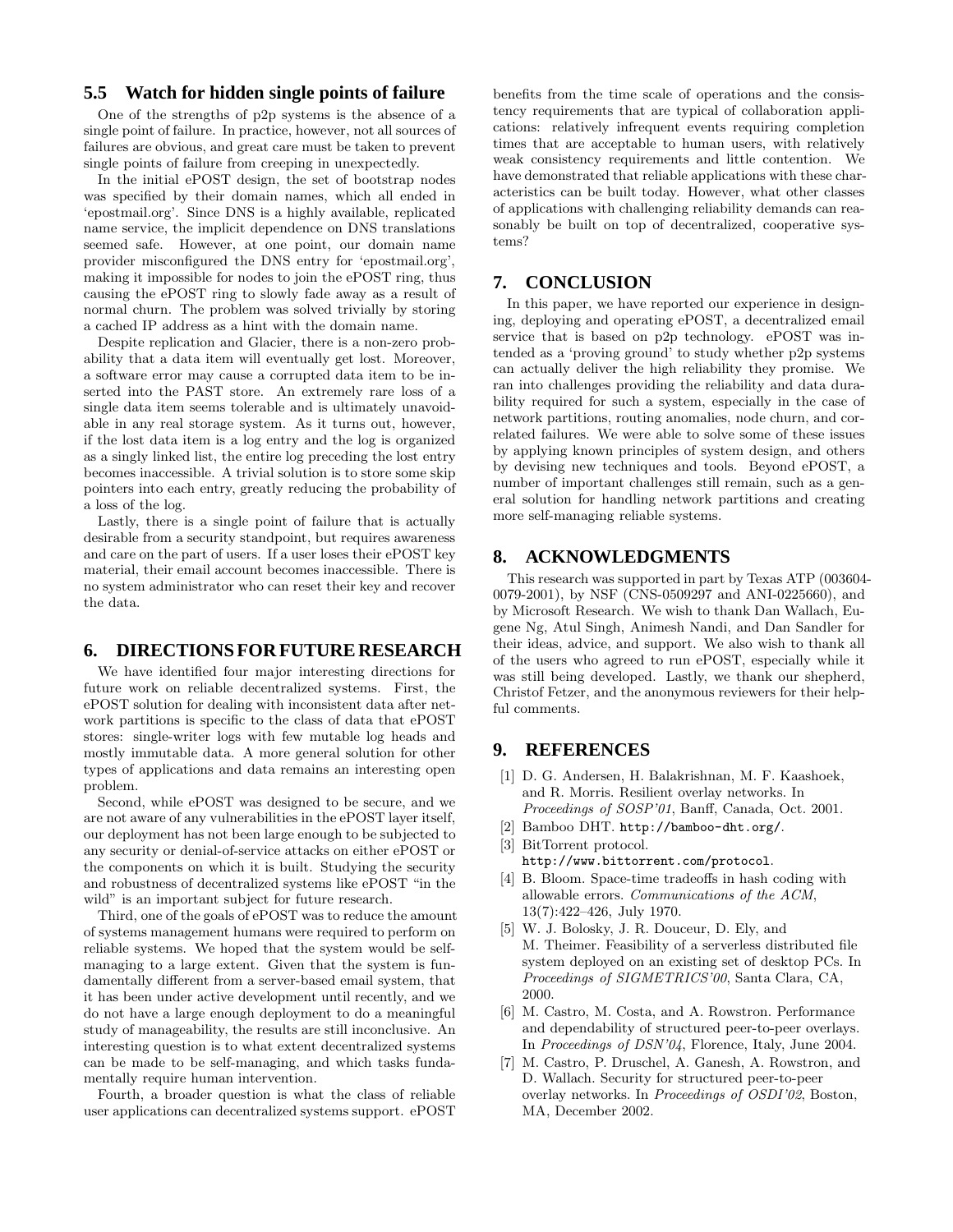### 5.5 Watch for hidden single points of failure

One of the strengths of p2p systems is the absence of a single point of failure. In practice, however, not all sources of failures are obvious, and great care must be taken to prevent single points of failure from creeping in unexpectedly.

In the initial ePOST design, the set of bootstrap nodes was specified by their domain names, which all ended in 'epostmail.org'. Since DNS is a highly available, replicated name service, the implicit dependence on DNS translations seemed safe. However, at one point, our domain name provider misconfigured the DNS entry for 'epostmail.org', making it impossible for nodes to join the ePOST ring, thus causing the ePOST ring to slowly fade away as a result of normal churn. The problem was solved trivially by storing a cached IP address as a hint with the domain name.

Despite replication and Glacier, there is a non-zero probability that a data item will eventually get lost. Moreover, a software error may cause a corrupted data item to be inserted into the PAST store. An extremely rare loss of a single data item seems tolerable and is ultimately unavoidable in any real storage system. As it turns out, however, if the lost data item is a log entry and the log is organized as a singly linked list, the entire log preceding the lost entry becomes inaccessible. A trivial solution is to store some skip pointers into each entry, greatly reducing the probability of a loss of the log.

Lastly, there is a single point of failure that is actually desirable from a security standpoint, but requires awareness and care on the part of users. If a user loses their ePOST key material, their email account becomes inaccessible. There is no system administrator who can reset their key and recover the data.

## 6. DIRECTIONS FOR FUTURE RESEARCH

We have identified four major interesting directions for future work on reliable decentralized systems. First, the ePOST solution for dealing with inconsistent data after network partitions is specific to the class of data that ePOST stores: single-writer logs with few mutable log heads and mostly immutable data. A more general solution for other types of applications and data remains an interesting open problem.

Second, while ePOST was designed to be secure, and we are not aware of any vulnerabilities in the ePOST layer itself, our deployment has not been large enough to be subjected to any security or denial-of-service attacks on either ePOST or the components on which it is built. Studying the security and robustness of decentralized systems like ePOST "in the wild" is an important subject for future research.

Third, one of the goals of ePOST was to reduce the amount of systems management humans were required to perform on reliable systems. We hoped that the system would be self-managing to a large extent. Given that the system is fundamentally different from a server-based email system, that it has been under active development until recently, and we do not have a large enough deployment to do a meaningful study of manageability, the results are still inconclusive. An interesting question is to what extent decentralized systems can be made to be self-managing, and which tasks fundamentally require human intervention.

Fourth, a broader question is what the class of reliable user applications can decentralized systems support. ePOST benefits from the time scale of operations and the consistency requirements that are typical of collaboration applications: relatively infrequent events requiring completion times that are acceptable to human users, with relatively weak consistency requirements and little contention. We have demonstrated that reliable applications with these characteristics can be built today. However, what other classes of applications with challenging reliability demands can reasonably be built on top of decentralized, cooperative systems?

## 7. CONCLUSION

In this paper, we have reported our experience in designing, deploying and operating ePOST, a decentralized email service that is based on p2p technology. ePOST was intended as a 'proving ground' to study whether p2p systems can actually deliver the high reliability they promise. We ran into challenges providing the reliability and data durability required for such a system, especially in the case of network partitions, routing anomalies, node churn, and correlated failures. We were able to solve some of these issues by applying known principles of system design, and others by devising new techniques and tools. Beyond ePOST, a number of important challenges still remain, such as a general solution for handling network partitions and creating more self-managing reliable systems.

## 8. ACKNOWLEDGMENTS

This research was supported in part by Texas ATP (003604-0079-2001), by NSF (CNS-0509297 and ANI-0225660), and by Microsoft Research. We wish to thank Dan Wallach, Eugene Ng, Atul Singh, Animesh Nandi, and Dan Sandler for their ideas, advice, and support. We also wish to thank all of the users who agreed to run ePOST, especially while it was still being developed. Lastly, we thank our shepherd, Christof Fetzer, and the anonymous reviewers for their helpful comments.

## 9. REFERENCES

[1] D. G. Andersen, H. Balakrishnan, M. F. Kaashoek, and R. Morris. Resilient overlay networks. In *Proceedings of SOSP'01*, Banff, Canada, Oct. 2001.

[2] Bamboo DHT. `http://bamboo-dht.org/`.

[3] BitTorrent protocol. `http://www.bittorrent.com/protocol`.

[4] B. Bloom. Space-time tradeoffs in hash coding with allowable errors. *Communications of the ACM*, 13(7):422–426, July 1970.

[5] W. J. Bolosky, J. R. Douceur, D. Ely, and M. Theimer. Feasibility of a serverless distributed file system deployed on an existing set of desktop PCs. In *Proceedings of SIGMETRICS'00*, Santa Clara, CA, 2000.

[6] M. Castro, M. Costa, and A. Rowstron. Performance and dependability of structured peer-to-peer overlays. In *Proceedings of DSN'04*, Florence, Italy, June 2004.

[7] M. Castro, P. Druschel, A. Ganesh, A. Rowstron, and D. Wallach. Security for structured peer-to-peer overlay networks. In *Proceedings of OSDI'02*, Boston, MA, December 2002.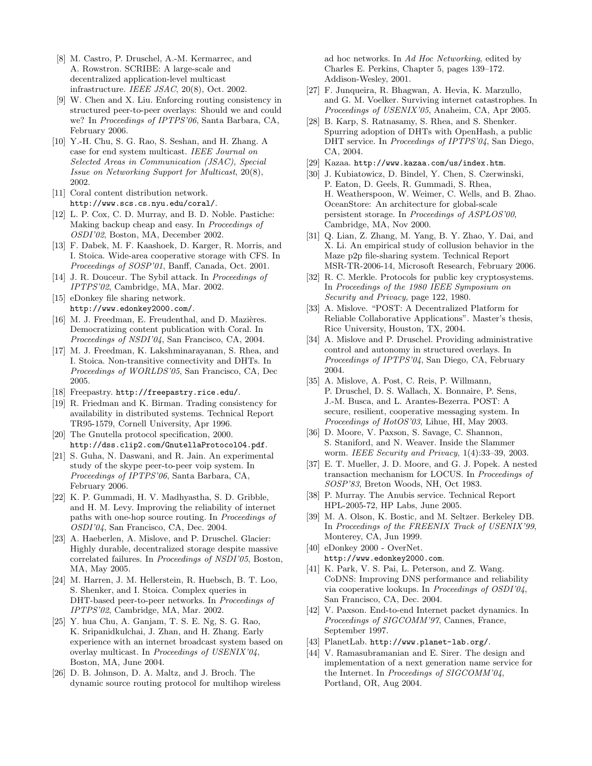- [8] M. Castro, P. Druschel, A.-M. Kermarrec, and A. Rowstron. SCRIBE: A large-scale and decentralized application-level multicast infrastructure. *IEEE JSAC*, 20(8), Oct. 2002.
- [9] W. Chen and X. Liu. Enforcing routing consistency in structured peer-to-peer overlays: Should we and could we? In *Proceedings of IPTPS'06*, Santa Barbara, CA, February 2006.
- [10] Y.-H. Chu, S. G. Rao, S. Seshan, and H. Zhang. A case for end system multicast. *IEEE Journal on Selected Areas in Communication (JSAC), Special Issue on Networking Support for Multicast*, 20(8), 2002.
- [11] Coral content distribution network. `http://www.scs.cs.nyu.edu/coral/`.
- [12] L. P. Cox, C. D. Murray, and B. D. Noble. Pastiche: Making backup cheap and easy. In *Proceedings of OSDI'02*, Boston, MA, December 2002.
- [13] F. Dabek, M. F. Kaashoek, D. Karger, R. Morris, and I. Stoica. Wide-area cooperative storage with CFS. In *Proceedings of SOSP'01*, Banff, Canada, Oct. 2001.
- [14] J. R. Douceur. The Sybil attack. In *Proceedings of IPTPS'02*, Cambridge, MA, Mar. 2002.
- [15] eDonkey file sharing network. `http://www.edonkey2000.com/`.
- [16] M. J. Freedman, E. Freudenthal, and D. Mazières. Democratizing content publication with Coral. In *Proceedings of NSDI'04*, San Francisco, CA, 2004.
- [17] M. J. Freedman, K. Lakshminarayanan, S. Rhea, and I. Stoica. Non-transitive connectivity and DHTs. In *Proceedings of WORLDS'05*, San Francisco, CA, Dec 2005.
- [18] Freepastry. `http://freepastry.rice.edu/`.
- [19] R. Friedman and K. Birman. Trading consistency for availability in distributed systems. Technical Report TR95-1579, Cornell University, Apr 1996.
- [20] The Gnutella protocol specification, 2000. `http://dss.clip2.com/GnutellaProtocol04.pdf`.
- [21] S. Guha, N. Daswani, and R. Jain. An experimental study of the skype peer-to-peer voip system. In *Proceedings of IPTPS'06*, Santa Barbara, CA, February 2006.
- [22] K. P. Gummadi, H. V. Madhyastha, S. D. Gribble, and H. M. Levy. Improving the reliability of internet paths with one-hop source routing. In *Proceedings of OSDI'04*, San Francisco, CA, Dec. 2004.
- [23] A. Haeberlen, A. Mislove, and P. Druschel. Glacier: Highly durable, decentralized storage despite massive correlated failures. In *Proceedings of NSDI'05*, Boston, MA, May 2005.
- [24] M. Harren, J. M. Hellerstein, R. Huebsch, B. T. Loo, S. Shenker, and I. Stoica. Complex queries in DHT-based peer-to-peer networks. In *Proceedings of IPTPS'02*, Cambridge, MA, Mar. 2002.
- [25] Y. hua Chu, A. Ganjam, T. S. E. Ng, S. G. Rao, K. Sripanidkulchai, J. Zhan, and H. Zhang. Early experience with an internet broadcast system based on overlay multicast. In *Proceedings of USENIX'04*, Boston, MA, June 2004.
- [26] D. B. Johnson, D. A. Maltz, and J. Broch. The dynamic source routing protocol for multihop wireless ad hoc networks. In *Ad Hoc Networking*, edited by Charles E. Perkins, Chapter 5, pages 139–172. Addison-Wesley, 2001.
- [27] F. Junqueira, R. Bhagwan, A. Hevia, K. Marzullo, and G. M. Voelker. Surviving internet catastrophes. In *Proceedings of USENIX'05*, Anaheim, CA, Apr 2005.
- [28] B. Karp, S. Ratnasamy, S. Rhea, and S. Shenker. Spurring adoption of DHTs with OpenHash, a public DHT service. In *Proceedings of IPTPS'04*, San Diego, CA, 2004.
- [29] Kazaa. `http://www.kazaa.com/us/index.htm`.
- [30] J. Kubiatowicz, D. Bindel, Y. Chen, S. Czerwinski, P. Eaton, D. Geels, R. Gummadi, S. Rhea, H. Weatherspoon, W. Weimer, C. Wells, and B. Zhao. OceanStore: An architecture for global-scale persistent storage. In *Proceedings of ASPLOS'00*, Cambridge, MA, Nov 2000.
- [31] Q. Lian, Z. Zhang, M. Yang, B. Y. Zhao, Y. Dai, and X. Li. An empirical study of collusion behavior in the Maze p2p file-sharing system. Technical Report MSR-TR-2006-14, Microsoft Research, February 2006.
- [32] R. C. Merkle. Protocols for public key cryptosystems. In *Proceedings of the 1980 IEEE Symposium on Security and Privacy*, page 122, 1980.
- [33] A. Mislove. "POST: A Decentralized Platform for Reliable Collaborative Applications". Master's thesis, Rice University, Houston, TX, 2004.
- [34] A. Mislove and P. Druschel. Providing administrative control and autonomy in structured overlays. In *Proceedings of IPTPS'04*, San Diego, CA, February 2004.
- [35] A. Mislove, A. Post, C. Reis, P. Willmann, P. Druschel, D. S. Wallach, X. Bonnaire, P. Sens, J.-M. Busca, and L. Arantes-Bezerra. POST: A secure, resilient, cooperative messaging system. In *Proceedings of HotOS'03*, Lihue, HI, May 2003.
- [36] D. Moore, V. Paxson, S. Savage, C. Shannon, S. Staniford, and N. Weaver. Inside the Slammer worm. *IEEE Security and Privacy*, 1(4):33–39, 2003.
- [37] E. T. Mueller, J. D. Moore, and G. J. Popek. A nested transaction mechanism for LOCUS. In *Proceedings of SOSP'83*, Breton Woods, NH, Oct 1983.
- [38] P. Murray. The Anubis service. Technical Report HPL-2005-72, HP Labs, June 2005.
- [39] M. A. Olson, K. Bostic, and M. Seltzer. Berkeley DB. In *Proceedings of the FREENIX Track of USENIX'99*, Monterey, CA, Jun 1999.
- [40] eDonkey 2000 - OverNet. `http://www.edonkey2000.com`.
- [41] K. Park, V. S. Pai, L. Peterson, and Z. Wang. CoDNS: Improving DNS performance and reliability via cooperative lookups. In *Proceedings of OSDI'04*, San Francisco, CA, Dec. 2004.
- [42] V. Paxson. End-to-end Internet packet dynamics. In *Proceedings of SIGCOMM'97*, Cannes, France, September 1997.
- [43] PlanetLab. `http://www.planet-lab.org/`.
- [44] V. Ramasubramanian and E. Sirer. The design and implementation of a next generation name service for the Internet. In *Proceedings of SIGCOMM'04*, Portland, OR, Aug 2004.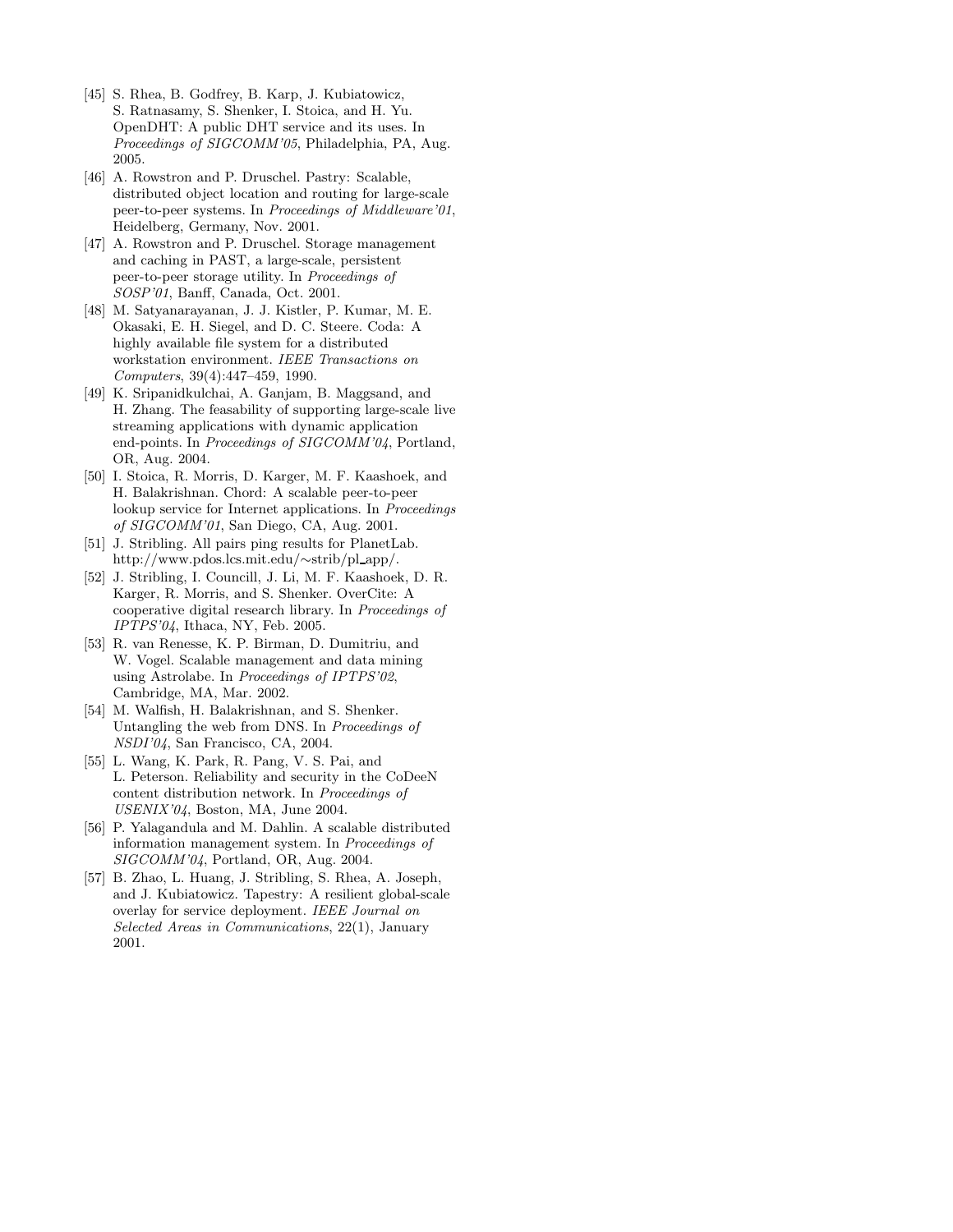[45] S. Rhea, B. Godfrey, B. Karp, J. Kubiatowicz, S. Ratnasamy, S. Shenker, I. Stoica, and H. Yu. OpenDHT: A public DHT service and its uses. In *Proceedings of SIGCOMM'05*, Philadelphia, PA, Aug. 2005.

[46] A. Rowstron and P. Druschel. Pastry: Scalable, distributed object location and routing for large-scale peer-to-peer systems. In *Proceedings of Middleware'01*, Heidelberg, Germany, Nov. 2001.

[47] A. Rowstron and P. Druschel. Storage management and caching in PAST, a large-scale, persistent peer-to-peer storage utility. In *Proceedings of SOSP'01*, Banff, Canada, Oct. 2001.

[48] M. Satyanarayanan, J. J. Kistler, P. Kumar, M. E. Okasaki, E. H. Siegel, and D. C. Steere. Coda: A highly available file system for a distributed workstation environment. *IEEE Transactions on Computers*, 39(4):447–459, 1990.

[49] K. Sripanidkulchai, A. Ganjam, B. Maggsand, and H. Zhang. The feasability of supporting large-scale live streaming applications with dynamic application end-points. In *Proceedings of SIGCOMM'04*, Portland, OR, Aug. 2004.

[50] I. Stoica, R. Morris, D. Karger, M. F. Kaashoek, and H. Balakrishnan. Chord: A scalable peer-to-peer lookup service for Internet applications. In *Proceedings of SIGCOMM'01*, San Diego, CA, Aug. 2001.

[51] J. Stribling. All pairs ping results for PlanetLab. http://www.pdos.lcs.mit.edu/∼strib/pl_app/.

[52] J. Stribling, I. Councill, J. Li, M. F. Kaashoek, D. R. Karger, R. Morris, and S. Shenker. OverCite: A cooperative digital research library. In *Proceedings of IPTPS'04*, Ithaca, NY, Feb. 2005.

[53] R. van Renesse, K. P. Birman, D. Dumitriu, and W. Vogel. Scalable management and data mining using Astrolabe. In *Proceedings of IPTPS'02*, Cambridge, MA, Mar. 2002.

[54] M. Walfish, H. Balakrishnan, and S. Shenker. Untangling the web from DNS. In *Proceedings of NSDI'04*, San Francisco, CA, 2004.

[55] L. Wang, K. Park, R. Pang, V. S. Pai, and L. Peterson. Reliability and security in the CoDeeN content distribution network. In *Proceedings of USENIX'04*, Boston, MA, June 2004.

[56] P. Yalagandula and M. Dahlin. A scalable distributed information management system. In *Proceedings of SIGCOMM'04*, Portland, OR, Aug. 2004.

[57] B. Zhao, L. Huang, J. Stribling, S. Rhea, A. Joseph, and J. Kubiatowicz. Tapestry: A resilient global-scale overlay for service deployment. *IEEE Journal on Selected Areas in Communications*, 22(1), January 2001.